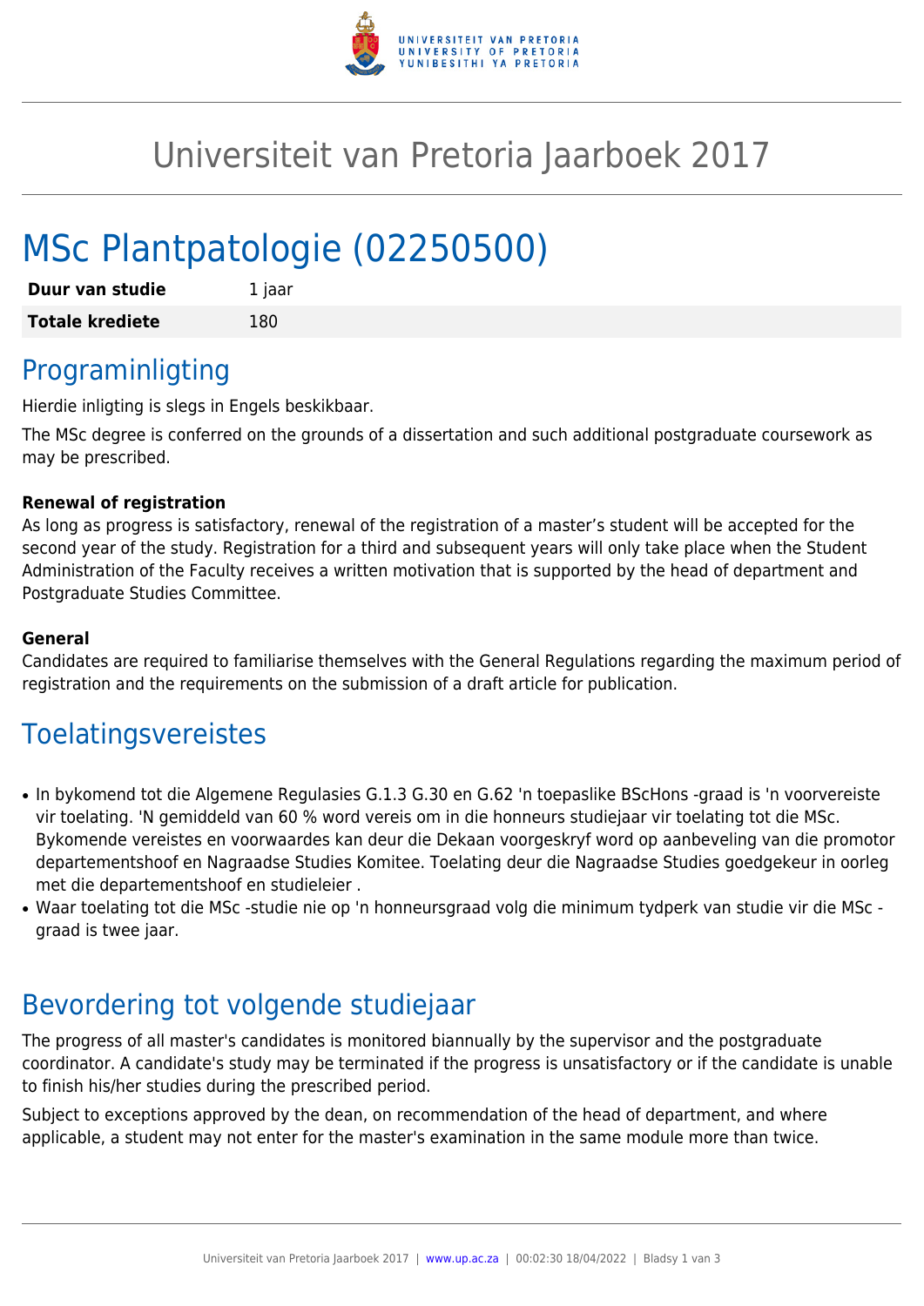# Universiteit van Pretoria Jaarboek 2017

# MSc Plantpatologie (02250500)

| **Duur van studie** | 1 jaar |
| --- | --- |
| **Totale krediete** | 180 |

## Programinligting

Hierdie inligting is slegs in Engels beskikbaar.

The MSc degree is conferred on the grounds of a dissertation and such additional postgraduate coursework as may be prescribed.

**Renewal of registration**

As long as progress is satisfactory, renewal of the registration of a master's student will be accepted for the second year of the study. Registration for a third and subsequent years will only take place when the Student Administration of the Faculty receives a written motivation that is supported by the head of department and Postgraduate Studies Committee.

**General**

Candidates are required to familiarise themselves with the General Regulations regarding the maximum period of registration and the requirements on the submission of a draft article for publication.

## Toelatingsvereistes

- In bykomend tot die Algemene Regulasies G.1.3 G.30 en G.62 'n toepaslike BScHons -graad is 'n voorvereiste vir toelating. 'N gemiddeld van 60 % word vereis om in die honneurs studiejaar vir toelating tot die MSc. Bykomende vereistes en voorwaardes kan deur die Dekaan voorgeskryf word op aanbeveling van die promotor departementshoof en Nagraadse Studies Komitee. Toelating deur die Nagraadse Studies goedgekeur in oorleg met die departementshoof en studieleier .
- Waar toelating tot die MSc -studie nie op 'n honneursgraad volg die minimum tydperk van studie vir die MSc -graad is twee jaar.

## Bevordering tot volgende studiejaar

The progress of all master's candidates is monitored biannually by the supervisor and the postgraduate coordinator. A candidate's study may be terminated if the progress is unsatisfactory or if the candidate is unable to finish his/her studies during the prescribed period.

Subject to exceptions approved by the dean, on recommendation of the head of department, and where applicable, a student may not enter for the master's examination in the same module more than twice.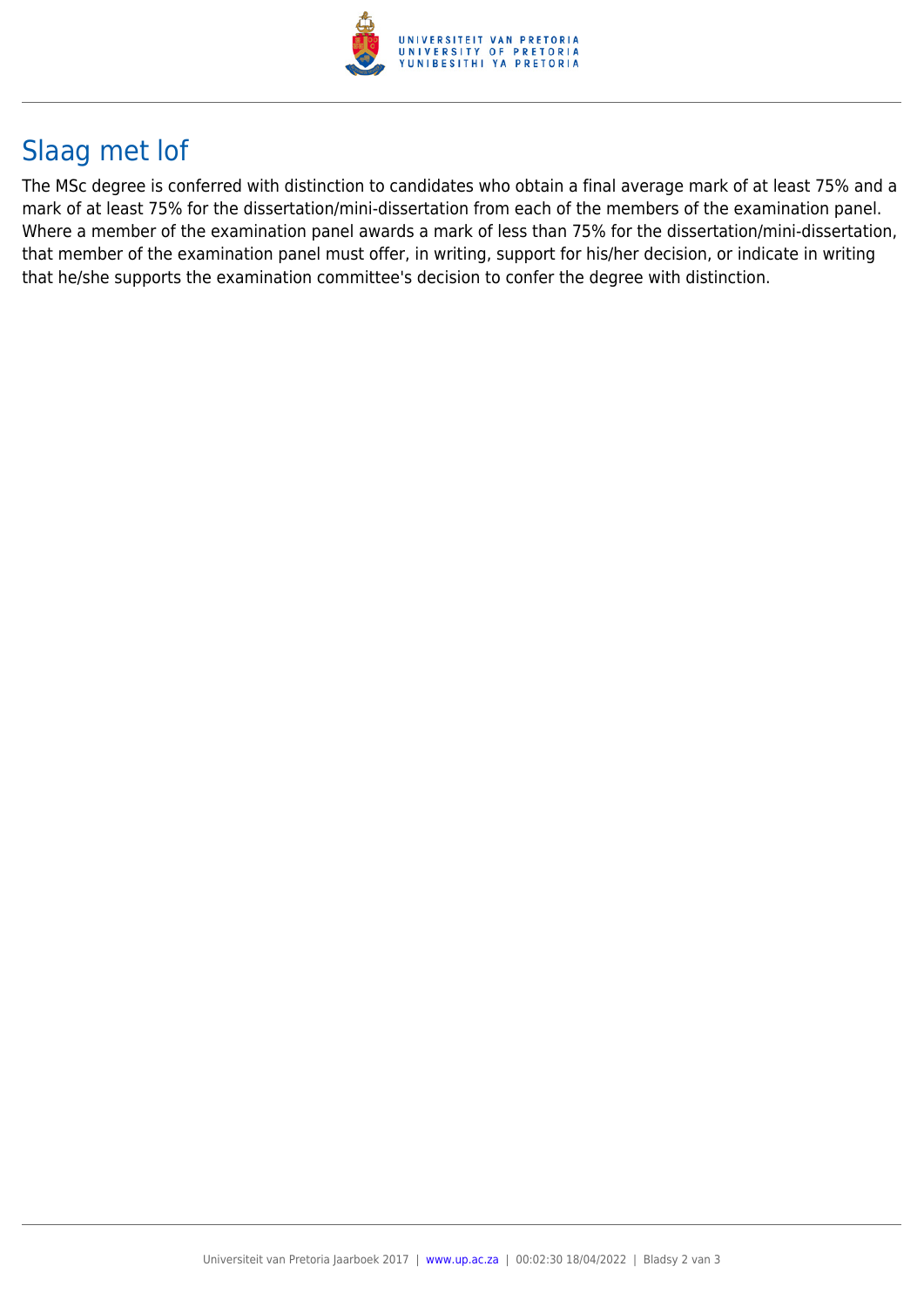## Slaag met lof

The MSc degree is conferred with distinction to candidates who obtain a final average mark of at least 75% and a mark of at least 75% for the dissertation/mini-dissertation from each of the members of the examination panel. Where a member of the examination panel awards a mark of less than 75% for the dissertation/mini-dissertation, that member of the examination panel must offer, in writing, support for his/her decision, or indicate in writing that he/she supports the examination committee's decision to confer the degree with distinction.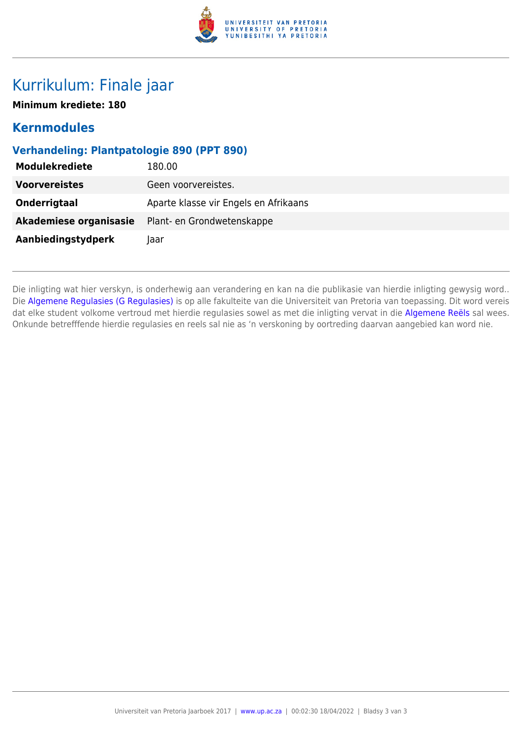# Kurrikulum: Finale jaar

**Minimum krediete: 180**

## Kernmodules

### Verhandeling: Plantpatologie 890 (PPT 890)

| | |
|---|---|
| **Modulekrediete** | 180.00 |
| **Voorvereistes** | Geen voorvereistes. |
| **Onderrigtaal** | Aparte klasse vir Engels en Afrikaans |
| **Akademiese organisasie** | Plant- en Grondwetenskappe |
| **Aanbiedingstydperk** | Jaar |

Die inligting wat hier verskyn, is onderhewig aan verandering en kan na die publikasie van hierdie inligting gewysig word.. Die Algemene Regulasies (G Regulasies) is op alle fakulteite van die Universiteit van Pretoria van toepassing. Dit word vereis dat elke student volkome vertroud met hierdie regulasies sowel as met die inligting vervat in die Algemene Reëls sal wees. Onkunde betrefffende hierdie regulasies en reels sal nie as 'n verskoning by oortreding daarvan aangebied kan word nie.